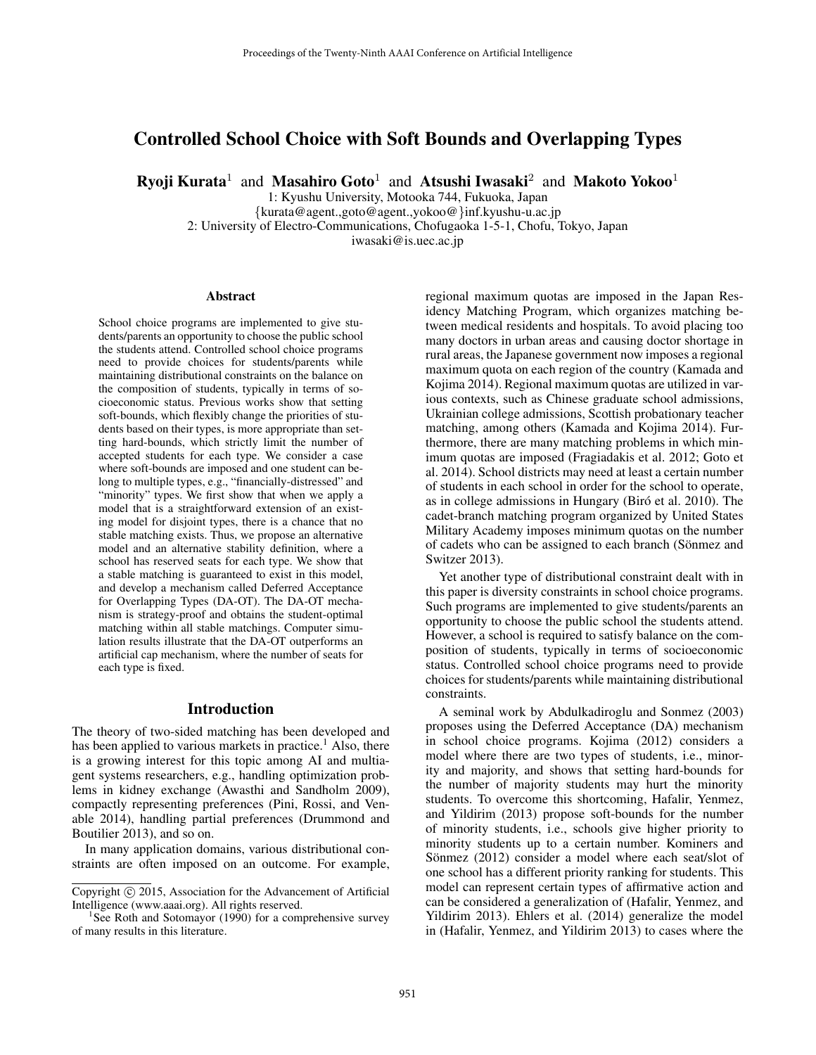# Controlled School Choice with Soft Bounds and Overlapping Types

**Ryoji Kurata**[1] and **Masahiro Goto**[1] and **Atsushi Iwasaki**[2] and **Makoto Yokoo**[1]

1: Kyushu University, Motooka 744, Fukuoka, Japan
{kurata@agent.,goto@agent.,yokoo@}inf.kyushu-u.ac.jp
2: University of Electro-Communications, Chofugaoka 1-5-1, Chofu, Tokyo, Japan
iwasaki@is.uec.ac.jp

## Abstract

School choice programs are implemented to give students/parents an opportunity to choose the public school the students attend. Controlled school choice programs need to provide choices for students/parents while maintaining distributional constraints on the balance on the composition of students, typically in terms of socioeconomic status. Previous works show that setting soft-bounds, which flexibly change the priorities of students based on their types, is more appropriate than setting hard-bounds, which strictly limit the number of accepted students for each type. We consider a case where soft-bounds are imposed and one student can belong to multiple types, e.g., "financially-distressed" and "minority" types. We first show that when we apply a model that is a straightforward extension of an existing model for disjoint types, there is a chance that no stable matching exists. Thus, we propose an alternative model and an alternative stability definition, where a school has reserved seats for each type. We show that a stable matching is guaranteed to exist in this model, and develop a mechanism called Deferred Acceptance for Overlapping Types (DA-OT). The DA-OT mechanism is strategy-proof and obtains the student-optimal matching within all stable matchings. Computer simulation results illustrate that the DA-OT outperforms an artificial cap mechanism, where the number of seats for each type is fixed.

## Introduction

The theory of two-sided matching has been developed and has been applied to various markets in practice.[1] Also, there is a growing interest for this topic among AI and multiagent systems researchers, e.g., handling optimization problems in kidney exchange (Awasthi and Sandholm 2009), compactly representing preferences (Pini, Rossi, and Venable 2014), handling partial preferences (Drummond and Boutilier 2013), and so on.

In many application domains, various distributional constraints are often imposed on an outcome. For example, regional maximum quotas are imposed in the Japan Residency Matching Program, which organizes matching between medical residents and hospitals. To avoid placing too many doctors in urban areas and causing doctor shortage in rural areas, the Japanese government now imposes a regional maximum quota on each region of the country (Kamada and Kojima 2014). Regional maximum quotas are utilized in various contexts, such as Chinese graduate school admissions, Ukrainian college admissions, Scottish probationary teacher matching, among others (Kamada and Kojima 2014). Furthermore, there are many matching problems in which minimum quotas are imposed (Fragiadakis et al. 2012; Goto et al. 2014). School districts may need at least a certain number of students in each school in order for the school to operate, as in college admissions in Hungary (Biró et al. 2010). The cadet-branch matching program organized by United States Military Academy imposes minimum quotas on the number of cadets who can be assigned to each branch (Sönmez and Switzer 2013).

Yet another type of distributional constraint dealt with in this paper is diversity constraints in school choice programs. Such programs are implemented to give students/parents an opportunity to choose the public school the students attend. However, a school is required to satisfy balance on the composition of students, typically in terms of socioeconomic status. Controlled school choice programs need to provide choices for students/parents while maintaining distributional constraints.

A seminal work by Abdulkadiroglu and Sonmez (2003) proposes using the Deferred Acceptance (DA) mechanism in school choice programs. Kojima (2012) considers a model where there are two types of students, i.e., minority and majority, and shows that setting hard-bounds for the number of majority students may hurt the minority students. To overcome this shortcoming, Hafalir, Yenmez, and Yildirim (2013) propose soft-bounds for the number of minority students, i.e., schools give higher priority to minority students up to a certain number. Kominers and Sönmez (2012) consider a model where each seat/slot of one school has a different priority ranking for students. This model can represent certain types of affirmative action and can be considered a generalization of (Hafalir, Yenmez, and Yildirim 2013). Ehlers et al. (2014) generalize the model in (Hafalir, Yenmez, and Yildirim 2013) to cases where the

Copyright © 2015, Association for the Advancement of Artificial Intelligence (www.aaai.org). All rights reserved.

[1] See Roth and Sotomayor (1990) for a comprehensive survey of many results in this literature.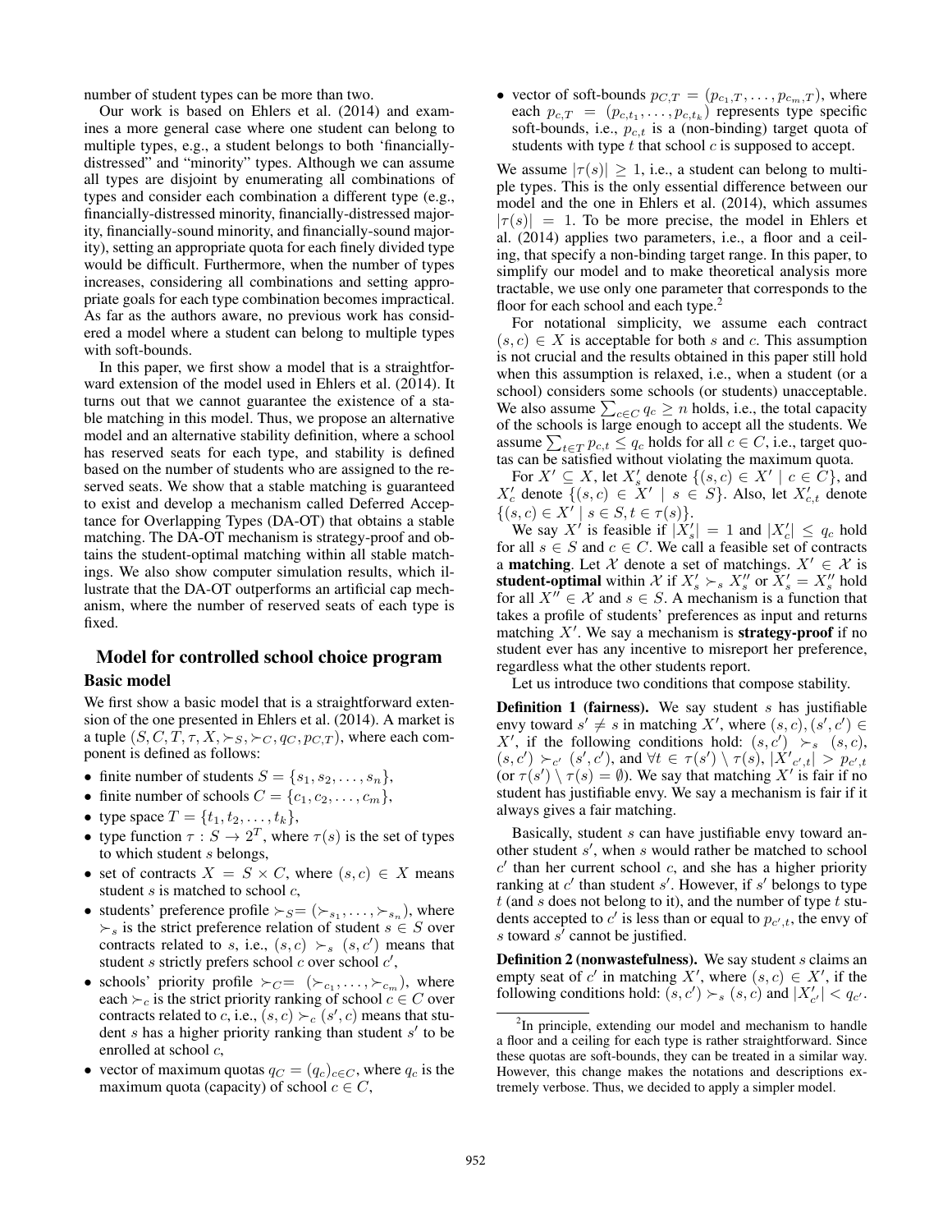number of student types can be more than two.

Our work is based on Ehlers et al. (2014) and examines a more general case where one student can belong to multiple types, e.g., a student belongs to both 'financially-distressed" and "minority" types. Although we can assume all types are disjoint by enumerating all combinations of types and consider each combination a different type (e.g., financially-distressed minority, financially-distressed majority, financially-sound minority, and financially-sound majority), setting an appropriate quota for each finely divided type would be difficult. Furthermore, when the number of types increases, considering all combinations and setting appropriate goals for each type combination becomes impractical. As far as the authors aware, no previous work has considered a model where a student can belong to multiple types with soft-bounds.

In this paper, we first show a model that is a straightforward extension of the model used in Ehlers et al. (2014). It turns out that we cannot guarantee the existence of a stable matching in this model. Thus, we propose an alternative model and an alternative stability definition, where a school has reserved seats for each type, and stability is defined based on the number of students who are assigned to the reserved seats. We show that a stable matching is guaranteed to exist and develop a mechanism called Deferred Acceptance for Overlapping Types (DA-OT) that obtains a stable matching. The DA-OT mechanism is strategy-proof and obtains the student-optimal matching within all stable matchings. We also show computer simulation results, which illustrate that the DA-OT outperforms an artificial cap mechanism, where the number of reserved seats of each type is fixed.

## Model for controlled school choice program

### Basic model

We first show a basic model that is a straightforward extension of the one presented in Ehlers et al. (2014). A market is a tuple $(S, C, T, \tau, X, \succ_S, \succ_C, q_C, p_{C,T})$, where each component is defined as follows:

- finite number of students $S = \{s_1, s_2, \ldots, s_n\}$,
- finite number of schools $C = \{c_1, c_2, \ldots, c_m\}$,
- type space $T = \{t_1, t_2, \ldots, t_k\}$,
- type function $\tau : S \to 2^T$, where $\tau(s)$ is the set of types to which student $s$ belongs,
- set of contracts $X = S \times C$, where $(s, c) \in X$ means student $s$ is matched to school $c$,
- students' preference profile $\succ_S = (\succ_{s_1}, \ldots, \succ_{s_n})$, where $\succ_s$ is the strict preference relation of student $s \in S$ over contracts related to $s$, i.e., $(s, c) \succ_s (s, c')$ means that student $s$ strictly prefers school $c$ over school $c'$,
- schools' priority profile $\succ_C = (\succ_{c_1}, \ldots, \succ_{c_m})$, where each $\succ_c$ is the strict priority ranking of school $c \in C$ over contracts related to $c$, i.e., $(s, c) \succ_c (s', c)$ means that student $s$ has a higher priority ranking than student $s'$ to be enrolled at school $c$,
- vector of maximum quotas $q_C = (q_c)_{c \in C}$, where $q_c$ is the maximum quota (capacity) of school $c \in C$,
- vector of soft-bounds $p_{C,T} = (p_{c_1,T}, \ldots, p_{c_m,T})$, where each $p_{c,T} = (p_{c,t_1}, \ldots, p_{c,t_k})$ represents type specific soft-bounds, i.e., $p_{c,t}$ is a (non-binding) target quota of students with type $t$ that school $c$ is supposed to accept.

We assume $|\tau(s)| \geq 1$, i.e., a student can belong to multiple types. This is the only essential difference between our model and the one in Ehlers et al. (2014), which assumes $|\tau(s)| = 1$. To be more precise, the model in Ehlers et al. (2014) applies two parameters, i.e., a floor and a ceiling, that specify a non-binding target range. In this paper, to simplify our model and to make theoretical analysis more tractable, we use only one parameter that corresponds to the floor for each school and each type.[2]

For notational simplicity, we assume each contract $(s, c) \in X$ is acceptable for both $s$ and $c$. This assumption is not crucial and the results obtained in this paper still hold when this assumption is relaxed, i.e., when a student (or a school) considers some schools (or students) unacceptable. We also assume $\sum_{c \in C} q_c \geq n$ holds, i.e., the total capacity of the schools is large enough to accept all the students. We assume $\sum_{t \in T} p_{c,t} \leq q_c$ holds for all $c \in C$, i.e., target quotas can be satisfied without violating the maximum quota.

For $X' \subseteq X$, let $X'_s$ denote $\{(s, c) \in X' \mid c \in C\}$, and $X'_c$ denote $\{(s, c) \in X' \mid s \in S\}$. Also, let $X'_{c,t}$ denote $\{(s, c) \in X' \mid s \in S, t \in \tau(s)\}$.

We say $X'$ is feasible if $|X'_s| = 1$ and $|X'_c| \leq q_c$ hold for all $s \in S$ and $c \in C$. We call a feasible set of contracts a **matching**. Let $\mathcal{X}$ denote a set of matchings. $X' \in \mathcal{X}$ is **student-optimal** within $\mathcal{X}$ if $X'_s \succ_s X''_s$ or $X'_s = X''_s$ hold for all $X'' \in \mathcal{X}$ and $s \in S$. A mechanism is a function that takes a profile of students' preferences as input and returns matching $X'$. We say a mechanism is **strategy-proof** if no student ever has any incentive to misreport her preference, regardless what the other students report.

Let us introduce two conditions that compose stability.

**Definition 1 (fairness).** We say student $s$ has justifiable envy toward $s' \neq s$ in matching $X'$, where $(s, c), (s', c') \in X'$, if the following conditions hold: $(s, c') \succ_s (s, c)$, $(s, c') \succ_{c'} (s', c')$, and $\forall t \in \tau(s') \setminus \tau(s)$, $|X'_{c',t}| > p_{c',t}$ (or $\tau(s') \setminus \tau(s) = \emptyset$). We say that matching $X'$ is fair if no student has justifiable envy. We say a mechanism is fair if it always gives a fair matching.

Basically, student $s$ can have justifiable envy toward another student $s'$, when $s$ would rather be matched to school $c'$ than her current school $c$, and she has a higher priority ranking at $c'$ than student $s'$. However, if $s'$ belongs to type $t$ (and $s$ does not belong to it), and the number of type $t$ students accepted to $c'$ is less than or equal to $p_{c',t}$, the envy of $s$ toward $s'$ cannot be justified.

**Definition 2 (nonwastefulness).** We say student $s$ claims an empty seat of $c'$ in matching $X'$, where $(s, c) \in X'$, if the following conditions hold: $(s, c') \succ_s (s, c)$ and $|X'_{c'}| < q_{c'}$.

[2] In principle, extending our model and mechanism to handle a floor and a ceiling for each type is rather straightforward. Since these quotas are soft-bounds, they can be treated in a similar way. However, this change makes the notations and descriptions extremely verbose. Thus, we decided to apply a simpler model.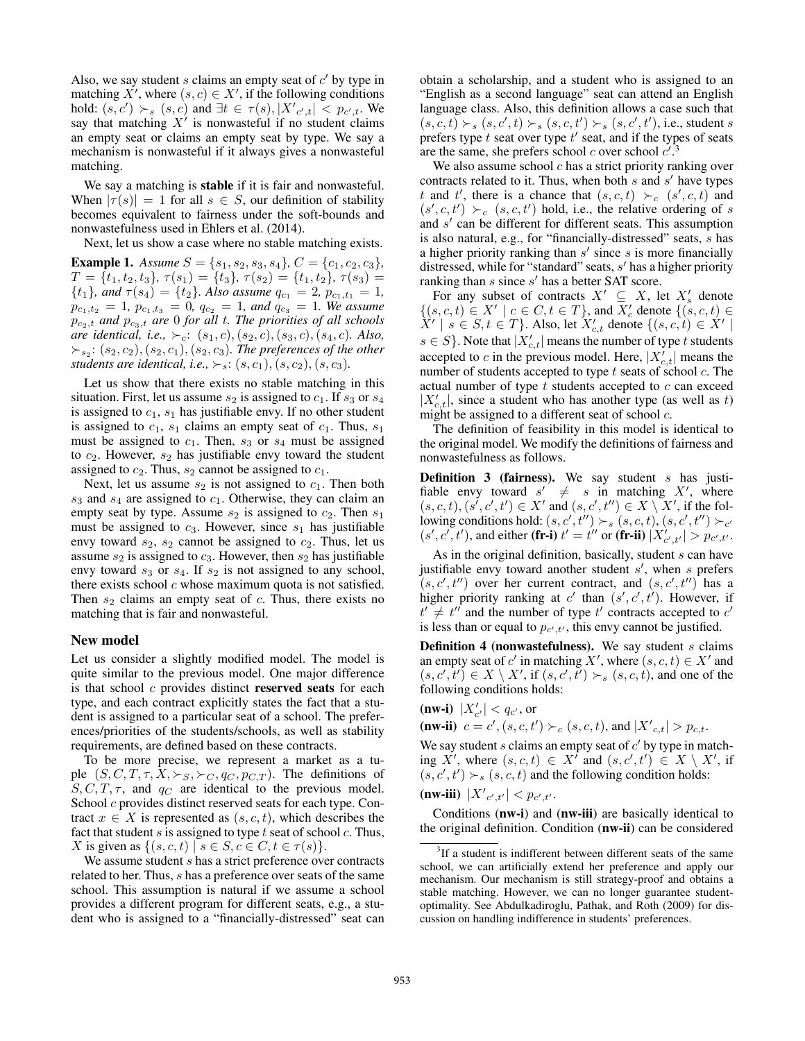Also, we say student $s$ claims an empty seat of $c'$ by type in matching $X'$, where $(s, c) \in X'$, if the following conditions hold: $(s, c') \succ_s (s, c)$ and $\exists t \in \tau(s), |X'_{c',t}| < p_{c',t}$. We say that matching $X'$ is nonwasteful if no student claims an empty seat or claims an empty seat by type. We say a mechanism is nonwasteful if it always gives a nonwasteful matching.

We say a matching is **stable** if it is fair and nonwasteful. When $|\tau(s)| = 1$ for all $s \in S$, our definition of stability becomes equivalent to fairness under the soft-bounds and nonwastefulness used in Ehlers et al. (2014).

Next, let us show a case where no stable matching exists.

**Example 1.** *Assume $S = \{s_1, s_2, s_3, s_4\}$, $C = \{c_1, c_2, c_3\}$, $T = \{t_1, t_2, t_3\}$, $\tau(s_1) = \{t_3\}$, $\tau(s_2) = \{t_1, t_2\}$, $\tau(s_3) = \{t_1\}$, and $\tau(s_4) = \{t_2\}$. Also assume $q_{c_1} = 2$, $p_{c_1,t_1} = 1$, $p_{c_1,t_2} = 1$, $p_{c_1,t_3} = 0$, $q_{c_2} = 1$, and $q_{c_3} = 1$. We assume $p_{c_2,t}$ and $p_{c_3,t}$ are 0 for all t. The priorities of all schools are identical, i.e., $\succ_c$: $(s_1, c), (s_2, c), (s_3, c), (s_4, c)$. Also, $\succ_{s_2}$: $(s_2, c_2), (s_2, c_1), (s_2, c_3)$. The preferences of the other students are identical, i.e., $\succ_s$: $(s, c_1), (s, c_2), (s, c_3)$.*

Let us show that there exists no stable matching in this situation. First, let us assume $s_2$ is assigned to $c_1$. If $s_3$ or $s_4$ is assigned to $c_1$, $s_1$ has justifiable envy. If no other student is assigned to $c_1$, $s_1$ claims an empty seat of $c_1$. Thus, $s_1$ must be assigned to $c_1$. Then, $s_3$ or $s_4$ must be assigned to $c_2$. However, $s_2$ has justifiable envy toward the student assigned to $c_2$. Thus, $s_2$ cannot be assigned to $c_1$.

Next, let us assume $s_2$ is not assigned to $c_1$. Then both $s_3$ and $s_4$ are assigned to $c_1$. Otherwise, they can claim an empty seat by type. Assume $s_2$ is assigned to $c_2$. Then $s_1$ must be assigned to $c_3$. However, since $s_1$ has justifiable envy toward $s_2$, $s_2$ cannot be assigned to $c_2$. Thus, let us assume $s_2$ is assigned to $c_3$. However, then $s_2$ has justifiable envy toward $s_3$ or $s_4$. If $s_2$ is not assigned to any school, there exists school $c$ whose maximum quota is not satisfied. Then $s_2$ claims an empty seat of $c$. Thus, there exists no matching that is fair and nonwasteful.

## New model

Let us consider a slightly modified model. The model is quite similar to the previous model. One major difference is that school $c$ provides distinct **reserved seats** for each type, and each contract explicitly states the fact that a student is assigned to a particular seat of a school. The preferences/priorities of the students/schools, as well as stability requirements, are defined based on these contracts.

To be more precise, we represent a market as a tuple $(S, C, T, \tau, X, \succ_S, \succ_C, q_C, p_{C,T})$. The definitions of $S, C, T, \tau$, and $q_C$ are identical to the previous model. School $c$ provides distinct reserved seats for each type. Contract $x \in X$ is represented as $(s, c, t)$, which describes the fact that student $s$ is assigned to type $t$ seat of school $c$. Thus, $X$ is given as $\{(s, c, t) \mid s \in S, c \in C, t \in \tau(s)\}$.

We assume student $s$ has a strict preference over contracts related to her. Thus, $s$ has a preference over seats of the same school. This assumption is natural if we assume a school provides a different program for different seats, e.g., a student who is assigned to a "financially-distressed" seat can obtain a scholarship, and a student who is assigned to an "English as a second language" seat can attend an English language class. Also, this definition allows a case such that $(s, c, t) \succ_s (s, c', t) \succ_s (s, c, t') \succ_s (s, c', t')$, i.e., student $s$ prefers type $t$ seat over type $t'$ seat, and if the types of seats are the same, she prefers school $c$ over school $c'$.[3]

We also assume school $c$ has a strict priority ranking over contracts related to it. Thus, when both $s$ and $s'$ have types $t$ and $t'$, there is a chance that $(s, c, t) \succ_c (s', c, t)$ and $(s', c, t') \succ_c (s, c, t')$ hold, i.e., the relative ordering of $s$ and $s'$ can be different for different seats. This assumption is also natural, e.g., for "financially-distressed" seats, $s$ has a higher priority ranking than $s'$ since $s$ is more financially distressed, while for "standard" seats, $s'$ has a higher priority ranking than $s$ since $s'$ has a better SAT score.

For any subset of contracts $X' \subseteq X$, let $X'_s$ denote $\{(s, c, t) \in X' \mid c \in C, t \in T\}$, and $X'_c$ denote $\{(s, c, t) \in X' \mid s \in S, t \in T\}$. Also, let $X'_{c,t}$ denote $\{(s, c, t) \in X' \mid s \in S\}$. Note that $|X'_{c,t}|$ means the number of type $t$ students accepted to $c$ in the previous model. Here, $|X'_{c,t}|$ means the number of students accepted to type $t$ seats of school $c$. The actual number of type $t$ students accepted to $c$ can exceed $|X'_{c,t}|$, since a student who has another type (as well as $t$) might be assigned to a different seat of school $c$.

The definition of feasibility in this model is identical to the original model. We modify the definitions of fairness and nonwastefulness as follows.

**Definition 3 (fairness).** We say student $s$ has justifiable envy toward $s' \neq s$ in matching $X'$, where $(s, c, t), (s', c', t') \in X'$ and $(s, c', t'') \in X \setminus X'$, if the following conditions hold: $(s, c', t'') \succ_s (s, c, t), (s, c', t'') \succ_{c'} (s', c', t')$, and either **(fr-i)** $t' = t''$ or **(fr-ii)** $|X'_{c',t'}| > p_{c',t'}$.

As in the original definition, basically, student $s$ can have justifiable envy toward another student $s'$, when $s$ prefers $(s, c', t'')$ over her current contract, and $(s, c', t'')$ has a higher priority ranking at $c'$ than $(s', c', t')$. However, if $t' \neq t''$ and the number of type $t'$ contracts accepted to $c'$ is less than or equal to $p_{c',t'}$, this envy cannot be justified.

**Definition 4 (nonwastefulness).** We say student $s$ claims an empty seat of $c'$ in matching $X'$, where $(s, c, t) \in X'$ and $(s, c', t') \in X \setminus X'$, if $(s, c', t') \succ_s (s, c, t)$, and one of the following conditions holds:

**(nw-i)** $|X'_{c'}| < q_{c'}$, or

**(nw-ii)** $c = c', (s, c, t') \succ_c (s, c, t)$, and $|X'_{c,t}| > p_{c,t}$.

We say student $s$ claims an empty seat of $c'$ by type in matching $X'$, where $(s, c, t) \in X'$ and $(s, c', t') \in X \setminus X'$, if $(s, c', t') \succ_s (s, c, t)$ and the following condition holds:

**(nw-iii)** $|X'_{c',t'}| < p_{c',t'}$.

Conditions **(nw-i)** and **(nw-iii)** are basically identical to the original definition. Condition **(nw-ii)** can be considered

[3] If a student is indifferent between different seats of the same school, we can artificially extend her preference and apply our mechanism. Our mechanism is still strategy-proof and obtains a stable matching. However, we can no longer guarantee student-optimality. See Abdulkadiroglu, Pathak, and Roth (2009) for discussion on handling indifference in students' preferences.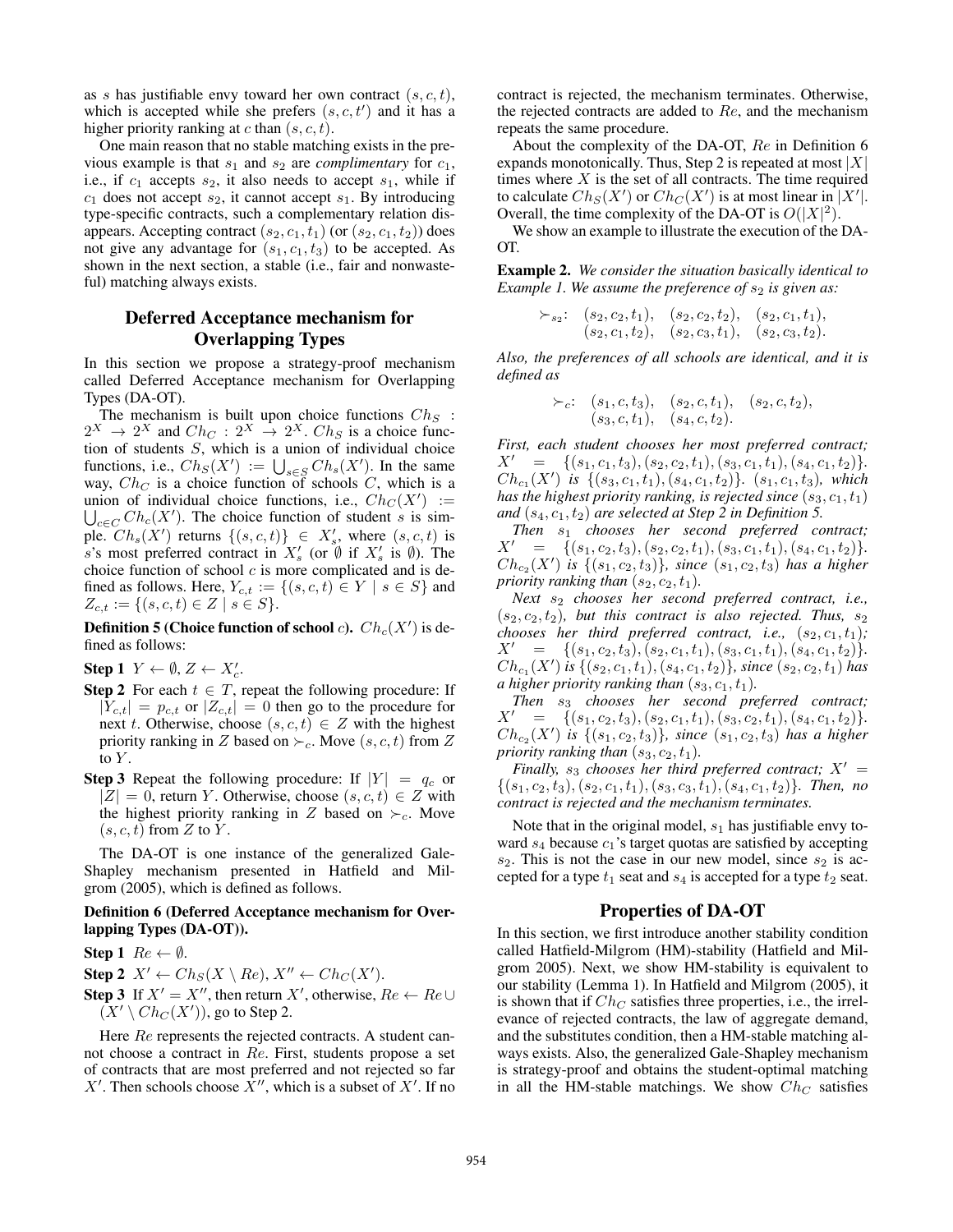as $s$ has justifiable envy toward her own contract $(s, c, t)$, which is accepted while she prefers $(s, c, t')$ and it has a higher priority ranking at $c$ than $(s, c, t)$.

One main reason that no stable matching exists in the previous example is that $s_1$ and $s_2$ are *complimentary* for $c_1$, i.e., if $c_1$ accepts $s_2$, it also needs to accept $s_1$, while if $c_1$ does not accept $s_2$, it cannot accept $s_1$. By introducing type-specific contracts, such a complementary relation disappears. Accepting contract $(s_2, c_1, t_1)$ (or $(s_2, c_1, t_2)$) does not give any advantage for $(s_1, c_1, t_3)$ to be accepted. As shown in the next section, a stable (i.e., fair and nonwasteful) matching always exists.

## Deferred Acceptance mechanism for Overlapping Types

In this section we propose a strategy-proof mechanism called Deferred Acceptance mechanism for Overlapping Types (DA-OT).

The mechanism is built upon choice functions $Ch_S : 2^X \to 2^X$ and $Ch_C : 2^X \to 2^X$. $Ch_S$ is a choice function of students $S$, which is a union of individual choice functions, i.e., $Ch_S(X') := \bigcup_{s \in S} Ch_s(X')$. In the same way, $Ch_C$ is a choice function of schools $C$, which is a union of individual choice functions, i.e., $Ch_C(X') := \bigcup_{c \in C} Ch_c(X')$. The choice function of student $s$ is simple. $Ch_s(X')$ returns $\{(s, c, t)\} \in X'_s$, where $(s, c, t)$ is $s$'s most preferred contract in $X'_s$ (or $\emptyset$ if $X'_s$ is $\emptyset$). The choice function of school $c$ is more complicated and is defined as follows. Here, $Y_{c,t} := \{(s, c, t) \in Y \mid s \in S\}$ and $Z_{c,t} := \{(s, c, t) \in Z \mid s \in S\}$.

**Definition 5 (Choice function of school $c$).** $Ch_c(X')$ is defined as follows:

**Step 1** $Y \leftarrow \emptyset$, $Z \leftarrow X'_c$.

**Step 2** For each $t \in T$, repeat the following procedure: If $|Y_{c,t}| = p_{c,t}$ or $|Z_{c,t}| = 0$ then go to the procedure for next $t$. Otherwise, choose $(s, c, t) \in Z$ with the highest priority ranking in $Z$ based on $\succ_c$. Move $(s, c, t)$ from $Z$ to $Y$.

**Step 3** Repeat the following procedure: If $|Y| = q_c$ or $|Z| = 0$, return $Y$. Otherwise, choose $(s, c, t) \in Z$ with the highest priority ranking in $Z$ based on $\succ_c$. Move $(s, c, t)$ from $Z$ to $Y$.

The DA-OT is one instance of the generalized Gale-Shapley mechanism presented in Hatfield and Milgrom (2005), which is defined as follows.

**Definition 6 (Deferred Acceptance mechanism for Overlapping Types (DA-OT)).**

**Step 1** $Re \leftarrow \emptyset$.

**Step 2** $X' \leftarrow Ch_S(X \setminus Re)$, $X'' \leftarrow Ch_C(X')$.

**Step 3** If $X' = X''$, then return $X'$, otherwise, $Re \leftarrow Re \cup (X' \setminus Ch_C(X'))$, go to Step 2.

Here $Re$ represents the rejected contracts. A student cannot choose a contract in $Re$. First, students propose a set of contracts that are most preferred and not rejected so far $X'$. Then schools choose $X''$, which is a subset of $X'$. If no contract is rejected, the mechanism terminates. Otherwise, the rejected contracts are added to $Re$, and the mechanism repeats the same procedure.

About the complexity of the DA-OT, $Re$ in Definition 6 expands monotonically. Thus, Step 2 is repeated at most $|X|$ times where $X$ is the set of all contracts. The time required to calculate $Ch_S(X')$ or $Ch_C(X')$ is at most linear in $|X'|$. Overall, the time complexity of the DA-OT is $O(|X|^2)$.

We show an example to illustrate the execution of the DA-OT.

**Example 2.** *We consider the situation basically identical to Example 1. We assume the preference of $s_2$ is given as:*

$$\succ_{s_2}: \quad (s_2, c_2, t_1), \quad (s_2, c_2, t_2), \quad (s_2, c_1, t_1), \\ (s_2, c_1, t_2), \quad (s_2, c_3, t_1), \quad (s_2, c_3, t_2).$$

*Also, the preferences of all schools are identical, and it is defined as*

$$\succ_c: \quad (s_1, c, t_3), \quad (s_2, c, t_1), \quad (s_2, c, t_2), \\ (s_3, c, t_1), \quad (s_4, c, t_2).$$

*First, each student chooses her most preferred contract; $X' = \{(s_1, c_1, t_3), (s_2, c_2, t_1), (s_3, c_1, t_1), (s_4, c_1, t_2)\}$. $Ch_{c_1}(X')$ is $\{(s_3, c_1, t_1), (s_4, c_1, t_2)\}$. $(s_1, c_1, t_3)$, which has the highest priority ranking, is rejected since $(s_3, c_1, t_1)$ and $(s_4, c_1, t_2)$ are selected at Step 2 in Definition 5.*

*Then $s_1$ chooses her second preferred contract; $X' = \{(s_1, c_2, t_3), (s_2, c_2, t_1), (s_3, c_1, t_1), (s_4, c_1, t_2)\}$. $Ch_{c_2}(X')$ is $\{(s_1, c_2, t_3)\}$, since $(s_1, c_2, t_3)$ has a higher priority ranking than $(s_2, c_2, t_1)$.*

*Next $s_2$ chooses her second preferred contract, i.e., $(s_2, c_2, t_2)$, but this contract is also rejected. Thus, $s_2$ chooses her third preferred contract, i.e., $(s_2, c_1, t_1)$; $X' = \{(s_1, c_2, t_3), (s_2, c_1, t_1), (s_3, c_1, t_1), (s_4, c_1, t_2)\}$. $Ch_{c_1}(X')$ is $\{(s_2, c_1, t_1), (s_4, c_1, t_2)\}$, since $(s_2, c_2, t_1)$ has a higher priority ranking than $(s_3, c_1, t_1)$.*

*Then $s_3$ chooses her second preferred contract; $X' = \{(s_1, c_2, t_3), (s_2, c_1, t_1), (s_3, c_2, t_1), (s_4, c_1, t_2)\}$. $Ch_{c_2}(X')$ is $\{(s_1, c_2, t_3)\}$, since $(s_1, c_2, t_3)$ has a higher priority ranking than $(s_3, c_2, t_1)$.*

*Finally, $s_3$ chooses her third preferred contract; $X' = \{(s_1, c_2, t_3), (s_2, c_1, t_1), (s_3, c_3, t_1), (s_4, c_1, t_2)\}$. Then, no contract is rejected and the mechanism terminates.*

Note that in the original model, $s_1$ has justifiable envy toward $s_4$ because $c_1$'s target quotas are satisfied by accepting $s_2$. This is not the case in our new model, since $s_2$ is accepted for a type $t_1$ seat and $s_4$ is accepted for a type $t_2$ seat.

## Properties of DA-OT

In this section, we first introduce another stability condition called Hatfield-Milgrom (HM)-stability (Hatfield and Milgrom 2005). Next, we show HM-stability is equivalent to our stability (Lemma 1). In Hatfield and Milgrom (2005), it is shown that if $Ch_C$ satisfies three properties, i.e., the irrelevance of rejected contracts, the law of aggregate demand, and the substitutes condition, then a HM-stable matching always exists. Also, the generalized Gale-Shapley mechanism is strategy-proof and obtains the student-optimal matching in all the HM-stable matchings. We show $Ch_C$ satisfies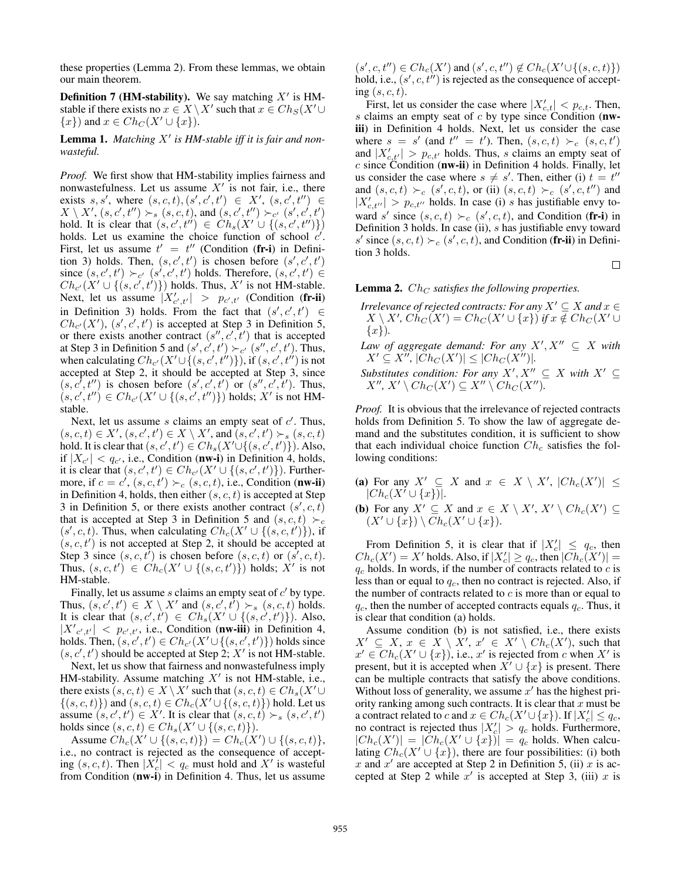these properties (Lemma 2). From these lemmas, we obtain our main theorem.

**Definition 7 (HM-stability).** We say matching $X'$ is HM-stable if there exists no $x \in X \setminus X'$ such that $x \in Ch_S(X' \cup \{x\})$ and $x \in Ch_C(X' \cup \{x\})$.

**Lemma 1.** *Matching $X'$ is HM-stable iff it is fair and nonwasteful.*

*Proof.* We first show that HM-stability implies fairness and nonwastefulness. Let us assume $X'$ is not fair, i.e., there exists $s, s'$, where $(s, c, t), (s', c', t') \in X'$, $(s, c', t'') \in X \setminus X'$, $(s, c', t'') \succ_s (s, c, t)$, and $(s, c', t'') \succ_{c'} (s', c', t')$ hold. It is clear that $(s, c', t'') \in Ch_s(X' \cup \{(s, c', t'')\})$ holds. Let us examine the choice function of school $c'$. First, let us assume $t' = t''$ (Condition (**fr-i**) in Definition 3) holds. Then, $(s, c', t')$ is chosen before $(s', c', t')$ since $(s, c', t') \succ_{c'} (s', c', t')$ holds. Therefore, $(s, c', t') \in Ch_{c'}(X' \cup \{(s, c', t')\})$ holds. Thus, $X'$ is not HM-stable. Next, let us assume $|X'_{c',t'}| > p_{c',t'}$ (Condition (**fr-ii**) in Definition 3) holds. From the fact that $(s', c', t') \in Ch_{c'}(X')$, $(s', c', t')$ is accepted at Step 3 in Definition 5, or there exists another contract $(s'', c', t')$ that is accepted at Step 3 in Definition 5 and $(s', c', t') \succ_{c'} (s'', c', t')$. Thus, when calculating $Ch_{c'}(X' \cup \{(s, c', t'')\})$, if $(s, c', t'')$ is not accepted at Step 2, it should be accepted at Step 3, since $(s, c', t'')$ is chosen before $(s', c', t')$ or $(s'', c', t')$. Thus, $(s, c', t'') \in Ch_{c'}(X' \cup \{(s, c', t'')\})$ holds; $X'$ is not HM-stable.

Next, let us assume $s$ claims an empty seat of $c'$. Thus, $(s, c, t) \in X'$, $(s, c', t') \in X \setminus X'$, and $(s, c', t') \succ_s (s, c, t)$ hold. It is clear that $(s, c', t') \in Ch_s(X' \cup \{(s, c', t')\})$. Also, if $|X_{c'}| < q_{c'}$, i.e., Condition (**nw-i**) in Definition 4, holds, it is clear that $(s, c', t') \in Ch_{c'}(X' \cup \{(s, c', t')\})$. Furthermore, if $c = c'$, $(s, c, t') \succ_c (s, c, t)$, i.e., Condition (**nw-ii**) in Definition 4, holds, then either $(s, c, t)$ is accepted at Step 3 in Definition 5, or there exists another contract $(s', c, t)$ that is accepted at Step 3 in Definition 5 and $(s, c, t) \succ_c (s', c, t)$. Thus, when calculating $Ch_c(X' \cup \{(s, c, t')\})$, if $(s, c, t')$ is not accepted at Step 2, it should be accepted at Step 3 since $(s, c, t')$ is chosen before $(s, c, t)$ or $(s', c, t)$. Thus, $(s, c, t') \in Ch_c(X' \cup \{(s, c, t')\})$ holds; $X'$ is not HM-stable.

Finally, let us assume $s$ claims an empty seat of $c'$ by type. Thus, $(s, c', t') \in X \setminus X'$ and $(s, c', t') \succ_s (s, c, t)$ holds. It is clear that $(s, c', t') \in Ch_s(X' \cup \{(s, c', t')\})$. Also, $|X'_{c',t'}| < p_{c',t'}$, i.e., Condition (**nw-iii**) in Definition 4, holds. Then, $(s, c', t') \in Ch_{c'}(X' \cup \{(s, c', t')\})$ holds since $(s, c', t')$ should be accepted at Step 2; $X'$ is not HM-stable.

Next, let us show that fairness and nonwastefulness imply HM-stability. Assume matching $X'$ is not HM-stable, i.e., there exists $(s, c, t) \in X \setminus X'$ such that $(s, c, t) \in Ch_s(X' \cup \{(s, c, t)\})$ and $(s, c, t) \in Ch_c(X' \cup \{(s, c, t)\})$ hold. Let us assume $(s, c', t') \in X'$. It is clear that $(s, c, t) \succ_s (s, c', t')$ holds since $(s, c, t) \in Ch_s(X' \cup \{(s, c, t)\})$.

Assume $Ch_c(X' \cup \{(s, c, t)\}) = Ch_c(X') \cup \{(s, c, t)\}$, i.e., no contract is rejected as the consequence of accepting $(s, c, t)$. Then $|X'_c| < q_c$ must hold and $X'$ is wasteful from Condition (**nw-i**) in Definition 4. Thus, let us assume $(s', c, t'') \in Ch_c(X')$ and $(s', c, t'') \notin Ch_c(X' \cup \{(s, c, t)\})$ hold, i.e., $(s', c, t'')$ is rejected as the consequence of accepting $(s, c, t)$.

First, let us consider the case where $|X'_{c,t}| < p_{c,t}$. Then, $s$ claims an empty seat of $c$ by type since Condition (**nw-iii**) in Definition 4 holds. Next, let us consider the case where $s = s'$ (and $t'' = t'$). Then, $(s, c, t) \succ_c (s, c, t')$ and $|X'_{c,t'}| > p_{c,t'}$ holds. Thus, $s$ claims an empty seat of $c$ since Condition (**nw-ii**) in Definition 4 holds. Finally, let us consider the case where $s \neq s'$. Then, either (i) $t = t''$ and $(s, c, t) \succ_c (s', c, t)$, or (ii) $(s, c, t) \succ_c (s', c, t'')$ and $|X'_{c,t''}| > p_{c,t''}$ holds. In case (i) $s$ has justifiable envy toward $s'$ since $(s, c, t) \succ_c (s', c, t)$, and Condition (**fr-i**) in Definition 3 holds. In case (ii), $s$ has justifiable envy toward $s'$ since $(s, c, t) \succ_c (s', c, t)$, and Condition (**fr-ii**) in Definition 3 holds. □

**Lemma 2.** *$Ch_C$ satisfies the following properties.*

*Irrelevance of rejected contracts: For any $X' \subseteq X$ and $x \in X \setminus X'$, $Ch_C(X') = Ch_C(X' \cup \{x\})$ if $x \notin Ch_C(X' \cup \{x\})$.*

*Law of aggregate demand: For any $X', X'' \subseteq X$ with $X' \subseteq X''$, $|Ch_C(X')| \leq |Ch_C(X'')|$.*

*Substitutes condition: For any $X', X'' \subseteq X$ with $X' \subseteq X''$, $X' \setminus Ch_C(X') \subseteq X'' \setminus Ch_C(X'')$.*

*Proof.* It is obvious that the irrelevance of rejected contracts holds from Definition 5. To show the law of aggregate demand and the substitutes condition, it is sufficient to show that each individual choice function $Ch_c$ satisfies the following conditions:

**(a)** For any $X' \subseteq X$ and $x \in X \setminus X'$, $|Ch_c(X')| \leq |Ch_c(X' \cup \{x\})|$.

**(b)** For any $X' \subseteq X$ and $x \in X \setminus X'$, $X' \setminus Ch_c(X') \subseteq (X' \cup \{x\}) \setminus Ch_c(X' \cup \{x\})$.

From Definition 5, it is clear that if $|X'_c| \leq q_c$, then $Ch_c(X') = X'$ holds. Also, if $|X'_c| \geq q_c$, then $|Ch_c(X')| = q_c$ holds. In words, if the number of contracts related to $c$ is less than or equal to $q_c$, then no contract is rejected. Also, if the number of contracts related to $c$ is more than or equal to $q_c$, then the number of accepted contracts equals $q_c$. Thus, it is clear that condition (a) holds.

Assume condition (b) is not satisfied, i.e., there exists $X' \subseteq X$, $x \in X \setminus X'$, $x' \in X' \setminus Ch_c(X')$, such that $x' \in Ch_c(X' \cup \{x\})$, i.e., $x'$ is rejected from $c$ when $X'$ is present, but it is accepted when $X' \cup \{x\}$ is present. There can be multiple contracts that satisfy the above conditions. Without loss of generality, we assume $x'$ has the highest priority ranking among such contracts. It is clear that $x$ must be a contract related to $c$ and $x \in Ch_c(X' \cup \{x\})$. If $|X'_c| \leq q_c$, no contract is rejected thus $|X'_c| > q_c$ holds. Furthermore, $|Ch_c(X')| = |Ch_c(X' \cup \{x\})| = q_c$ holds. When calculating $Ch_c(X' \cup \{x\})$, there are four possibilities: (i) both $x$ and $x'$ are accepted at Step 2 in Definition 5, (ii) $x$ is accepted at Step 2 while $x'$ is accepted at Step 3, (iii) $x$ is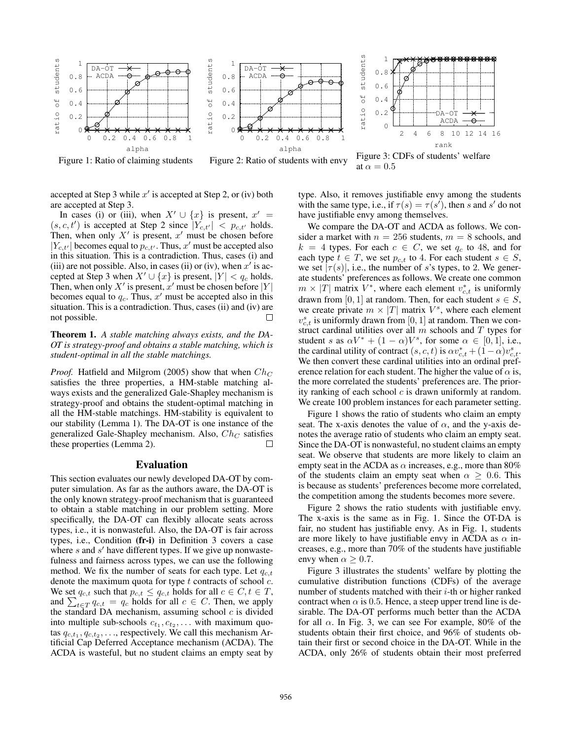Figure 1: Ratio of claiming students

Figure 2: Ratio of students with envy

Figure 3: CDFs of students' welfare at $\alpha = 0.5$

accepted at Step 3 while $x'$ is accepted at Step 2, or (iv) both are accepted at Step 3.

In cases (i) or (iii), when $X' \cup \{x\}$ is present, $x' = (s, c, t')$ is accepted at Step 2 since $|Y_{c,t'}| < p_{c,t'}$ holds. Then, when only $X'$ is present, $x'$ must be chosen before $|Y_{c,t'}|$ becomes equal to $p_{c,t'}$. Thus, $x'$ must be accepted also in this situation. This is a contradiction. Thus, cases (i) and (iii) are not possible. Also, in cases (ii) or (iv), when $x'$ is accepted at Step 3 when $X' \cup \{x\}$ is present, $|Y| < q_c$ holds. Then, when only $X'$ is present, $x'$ must be chosen before $|Y|$ becomes equal to $q_c$. Thus, $x'$ must be accepted also in this situation. This is a contradiction. Thus, cases (ii) and (iv) are not possible. □

**Theorem 1.** *A stable matching always exists, and the DA-OT is strategy-proof and obtains a stable matching, which is student-optimal in all the stable matchings.*

*Proof.* Hatfield and Milgrom (2005) show that when $Ch_C$ satisfies the three properties, a HM-stable matching always exists and the generalized Gale-Shapley mechanism is strategy-proof and obtains the student-optimal matching in all the HM-stable matchings. HM-stability is equivalent to our stability (Lemma 1). The DA-OT is one instance of the generalized Gale-Shapley mechanism. Also, $Ch_C$ satisfies these properties (Lemma 2). □

## Evaluation

This section evaluates our newly developed DA-OT by computer simulation. As far as the authors aware, the DA-OT is the only known strategy-proof mechanism that is guaranteed to obtain a stable matching in our problem setting. More specifically, the DA-OT can flexibly allocate seats across types, i.e., it is nonwasteful. Also, the DA-OT is fair across types, i.e., Condition **(fr-i)** in Definition 3 covers a case where $s$ and $s'$ have different types. If we give up nonwastefulness and fairness across types, we can use the following method. We fix the number of seats for each type. Let $q_{c,t}$ denote the maximum quota for type $t$ contracts of school $c$. We set $q_{c,t}$ such that $p_{c,t} \leq q_{c,t}$ holds for all $c \in C, t \in T$, and $\sum_{t \in T} q_{c,t} = q_c$ holds for all $c \in C$. Then, we apply the standard DA mechanism, assuming school $c$ is divided into multiple sub-schools $c_{t_1}, c_{t_2}, \ldots$ with maximum quotas $q_{c,t_1}, q_{c,t_2}, \ldots$, respectively. We call this mechanism Artificial Cap Deferred Acceptance mechanism (ACDA). The ACDA is wasteful, but no student claims an empty seat by type. Also, it removes justifiable envy among the students with the same type, i.e., if $\tau(s) = \tau(s')$, then $s$ and $s'$ do not have justifiable envy among themselves.

We compare the DA-OT and ACDA as follows. We consider a market with $n = 256$ students, $m = 8$ schools, and $k = 4$ types. For each $c \in C$, we set $q_c$ to 48, and for each type $t \in T$, we set $p_{c,t}$ to 4. For each student $s \in S$, we set $|\tau(s)|$, i.e., the number of $s$'s types, to 2. We generate students' preferences as follows. We create one common $m \times |T|$ matrix $V^*$, where each element $v^*_{c,t}$ is uniformly drawn from $[0, 1]$ at random. Then, for each student $s \in S$, we create private $m \times |T|$ matrix $V^s$, where each element $v^s_{c,t}$ is uniformly drawn from $[0, 1]$ at random. Then we construct cardinal utilities over all $m$ schools and $T$ types for student $s$ as $\alpha V^* + (1 - \alpha)V^s$, for some $\alpha \in [0, 1]$, i.e., the cardinal utility of contract $(s, c, t)$ is $\alpha v^*_{c,t} + (1 - \alpha)v^s_{c,t}$. We then convert these cardinal utilities into an ordinal preference relation for each student. The higher the value of $\alpha$ is, the more correlated the students' preferences are. The priority ranking of each school $c$ is drawn uniformly at random. We create 100 problem instances for each parameter setting.

Figure 1 shows the ratio of students who claim an empty seat. The x-axis denotes the value of $\alpha$, and the y-axis denotes the average ratio of students who claim an empty seat. Since the DA-OT is nonwasteful, no student claims an empty seat. We observe that students are more likely to claim an empty seat in the ACDA as $\alpha$ increases, e.g., more than 80% of the students claim an empty seat when $\alpha \geq 0.6$. This is because as students' preferences become more correlated, the competition among the students becomes more severe.

Figure 2 shows the ratio students with justifiable envy. The x-axis is the same as in Fig. 1. Since the OT-DA is fair, no student has justifiable envy. As in Fig. 1, students are more likely to have justifiable envy in ACDA as $\alpha$ increases, e.g., more than 70% of the students have justifiable envy when $\alpha \geq 0.7$.

Figure 3 illustrates the students' welfare by plotting the cumulative distribution functions (CDFs) of the average number of students matched with their $i$-th or higher ranked contract when $\alpha$ is 0.5. Hence, a steep upper trend line is desirable. The DA-OT performs much better than the ACDA for all $\alpha$. In Fig. 3, we can see For example, 80% of the students obtain their first choice, and 96% of students obtain their first or second choice in the DA-OT. While in the ACDA, only 26% of students obtain their most preferred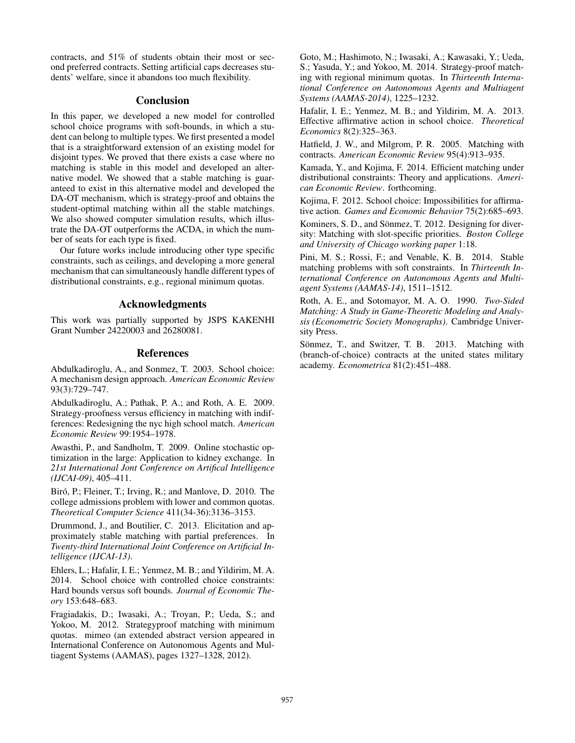contracts, and 51% of students obtain their most or second preferred contracts. Setting artificial caps decreases students' welfare, since it abandons too much flexibility.

## Conclusion

In this paper, we developed a new model for controlled school choice programs with soft-bounds, in which a student can belong to multiple types. We first presented a model that is a straightforward extension of an existing model for disjoint types. We proved that there exists a case where no matching is stable in this model and developed an alternative model. We showed that a stable matching is guaranteed to exist in this alternative model and developed the DA-OT mechanism, which is strategy-proof and obtains the student-optimal matching within all the stable matchings. We also showed computer simulation results, which illustrate the DA-OT outperforms the ACDA, in which the number of seats for each type is fixed.

Our future works include introducing other type specific constraints, such as ceilings, and developing a more general mechanism that can simultaneously handle different types of distributional constraints, e.g., regional minimum quotas.

## Acknowledgments

This work was partially supported by JSPS KAKENHI Grant Number 24220003 and 26280081.

## References

Abdulkadiroglu, A., and Sonmez, T. 2003. School choice: A mechanism design approach. *American Economic Review* 93(3):729–747.

Abdulkadiroglu, A.; Pathak, P. A.; and Roth, A. E. 2009. Strategy-proofness versus efficiency in matching with indifferences: Redesigning the nyc high school match. *American Economic Review* 99:1954–1978.

Awasthi, P., and Sandholm, T. 2009. Online stochastic optimization in the large: Application to kidney exchange. In *21st International Jont Conference on Artifical Intelligence (IJCAI-09)*, 405–411.

Biró, P.; Fleiner, T.; Irving, R.; and Manlove, D. 2010. The college admissions problem with lower and common quotas. *Theoretical Computer Science* 411(34-36):3136–3153.

Drummond, J., and Boutilier, C. 2013. Elicitation and approximately stable matching with partial preferences. In *Twenty-third International Joint Conference on Artificial Intelligence (IJCAI-13)*.

Ehlers, L.; Hafalir, I. E.; Yenmez, M. B.; and Yildirim, M. A. 2014. School choice with controlled choice constraints: Hard bounds versus soft bounds. *Journal of Economic Theory* 153:648–683.

Fragiadakis, D.; Iwasaki, A.; Troyan, P.; Ueda, S.; and Yokoo, M. 2012. Strategyproof matching with minimum quotas. mimeo (an extended abstract version appeared in International Conference on Autonomous Agents and Multiagent Systems (AAMAS), pages 1327–1328, 2012).

Goto, M.; Hashimoto, N.; Iwasaki, A.; Kawasaki, Y.; Ueda, S.; Yasuda, Y.; and Yokoo, M. 2014. Strategy-proof matching with regional minimum quotas. In *Thirteenth International Conference on Autonomous Agents and Multiagent Systems (AAMAS-2014)*, 1225–1232.

Hafalir, I. E.; Yenmez, M. B.; and Yildirim, M. A. 2013. Effective affirmative action in school choice. *Theoretical Economics* 8(2):325–363.

Hatfield, J. W., and Milgrom, P. R. 2005. Matching with contracts. *American Economic Review* 95(4):913–935.

Kamada, Y., and Kojima, F. 2014. Efficient matching under distributional constraints: Theory and applications. *American Economic Review*. forthcoming.

Kojima, F. 2012. School choice: Impossibilities for affirmative action. *Games and Economic Behavior* 75(2):685–693.

Kominers, S. D., and Sönmez, T. 2012. Designing for diversity: Matching with slot-specific priorities. *Boston College and University of Chicago working paper* 1:18.

Pini, M. S.; Rossi, F.; and Venable, K. B. 2014. Stable matching problems with soft constraints. In *Thirteenth International Conference on Autonomous Agents and Multiagent Systems (AAMAS-14)*, 1511–1512.

Roth, A. E., and Sotomayor, M. A. O. 1990. *Two-Sided Matching: A Study in Game-Theoretic Modeling and Analysis (Econometric Society Monographs)*. Cambridge University Press.

Sönmez, T., and Switzer, T. B. 2013. Matching with (branch-of-choice) contracts at the united states military academy. *Econometrica* 81(2):451–488.